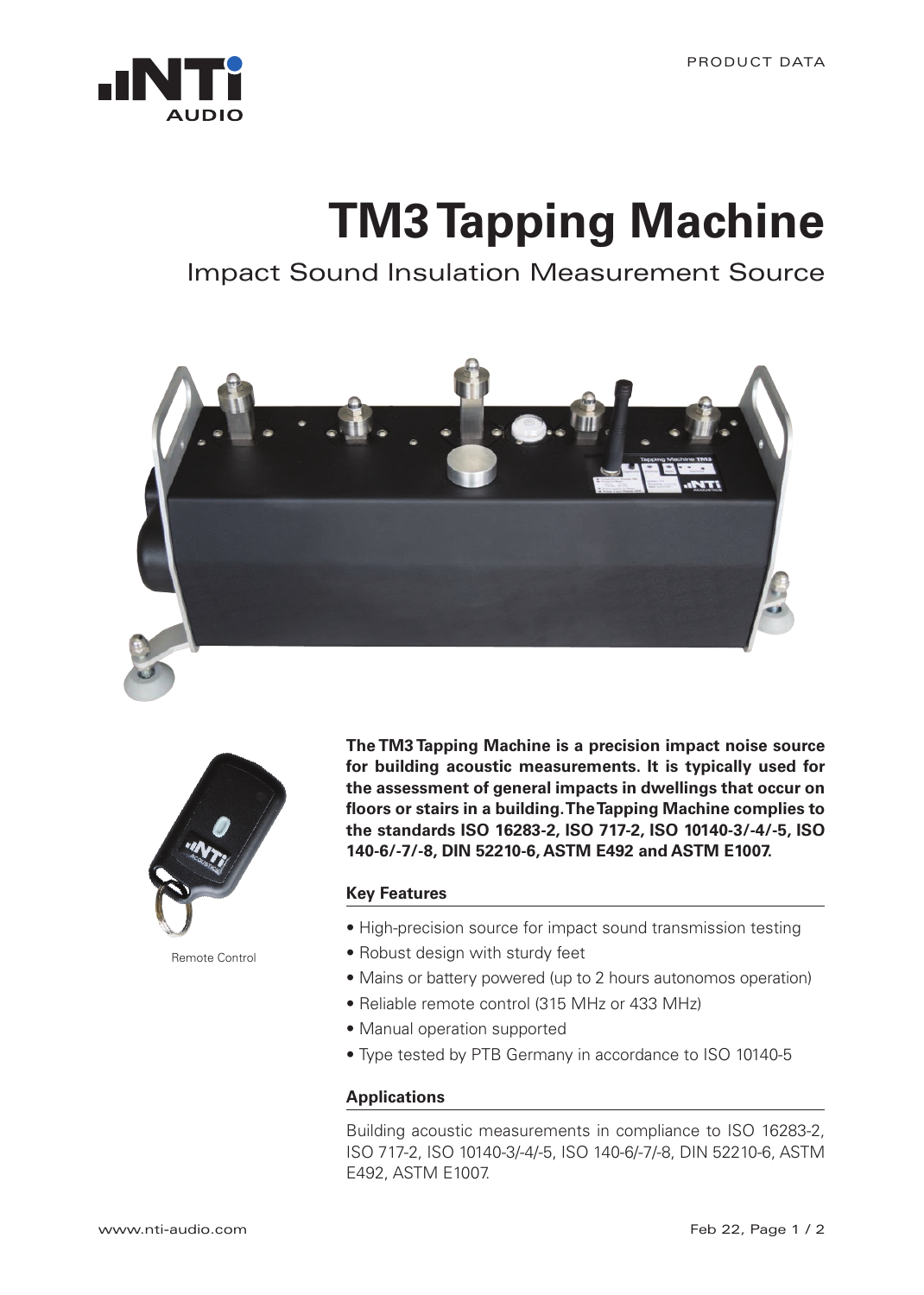# TM3 Tapping Machine

## Impact Sound Insulation Measurement Source

Remote Control

**The TM3 Tapping Machine is a precision impact noise source for building acoustic measurements. It is typically used for the assessment of general impacts in dwellings that occur on floors or stairs in a building. The Tapping Machine complies to the standards ISO 16283-2, ISO 717-2, ISO 10140-3/-4/-5, ISO 140-6/-7/-8, DIN 52210-6, ASTM E492 and ASTM E1007.**

### Key Features

- High-precision source for impact sound transmission testing
- Robust design with sturdy feet
- Mains or battery powered (up to 2 hours autonomos operation)
- Reliable remote control (315 MHz or 433 MHz)
- Manual operation supported
- Type tested by PTB Germany in accordance to ISO 10140-5

### Applications

Building acoustic measurements in compliance to ISO 16283-2, ISO 717-2, ISO 10140-3/-4/-5, ISO 140-6/-7/-8, DIN 52210-6, ASTM E492, ASTM E1007.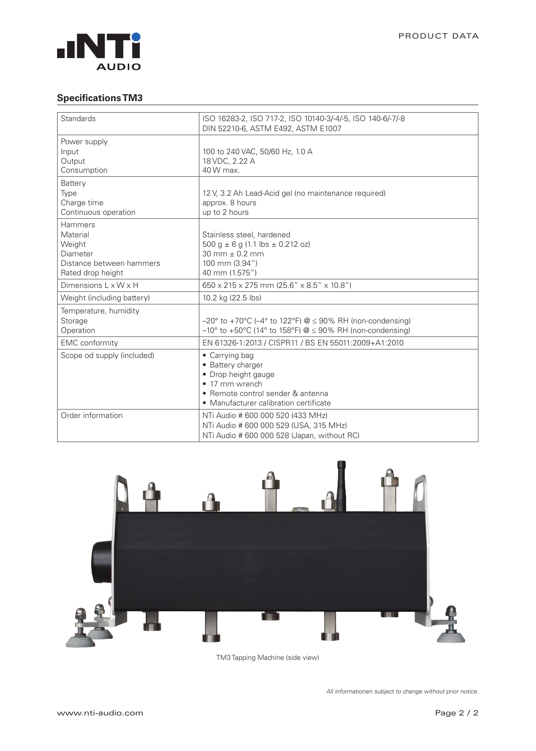## Specifications TM3

| | |
|---|---|
| Standards | ISO 16283-2, ISO 717-2, ISO 10140-3/-4/-5, ISO 140-6/-7/-8<br>DIN 52210-6, ASTM E492, ASTM E1007 |
| Power supply<br>Input<br>Output<br>Consumption | <br>100 to 240 VAC, 50/60 Hz, 1.0 A<br>18 VDC, 2.22 A<br>40 W max. |
| Battery<br>Type<br>Charge time<br>Continuous operation | <br>12 V, 3.2 Ah Lead-Acid gel (no maintenance required)<br>approx. 8 hours<br>up to 2 hours |
| Hammers<br>Material<br>Weight<br>Diameter<br>Distance between hammers<br>Rated drop height | <br>Stainless steel, hardened<br>500 g ± 6 g (1.1 lbs ± 0.212 oz)<br>30 mm ± 0.2 mm<br>100 mm (3.94")<br>40 mm (1.575") |
| Dimensions L x W x H | 650 x 215 x 275 mm (25.6" x 8.5" x 10.8") |
| Weight (including battery) | 10.2 kg (22.5 lbs) |
| Temperature, humidity<br>Storage<br>Operation | <br>–20° to +70°C (–4° to 122°F) @ ≤ 90% RH (non-condensing)<br>–10° to +50°C (14° to 158°F) @ ≤ 90% RH (non-condensing) |
| EMC conformity | EN 61326-1:2013 / CISPR11 / BS EN 55011:2009+A1:2010 |
| Scope od supply (included) | • Carrying bag<br>• Battery charger<br>• Drop height gauge<br>• 17 mm wrench<br>• Remote control sender & antenna<br>• Manufacturer calibration certificate |
| Order information | NTi Audio # 600 000 520 (433 MHz)<br>NTi Audio # 600 000 529 (USA, 315 MHz)<br>NTi Audio # 600 000 528 (Japan, without RC) |

TM3 Tapping Machine (side view)

*All informationen subject to change without prior notice.*